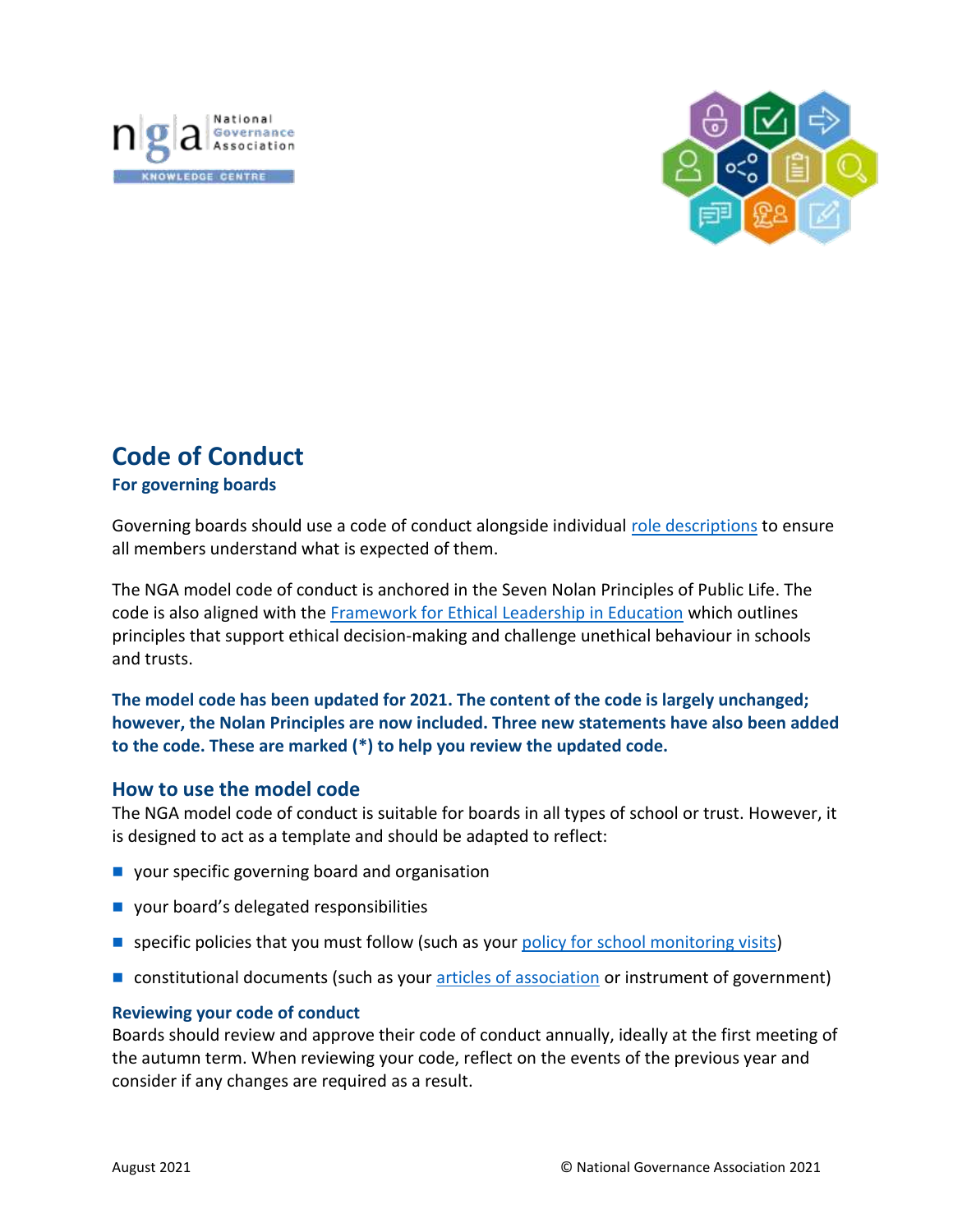# Code of Conduct

## For governing boards

Governing boards should use a code of conduct alongside individual role descriptions to ensure all members understand what is expected of them.

The NGA model code of conduct is anchored in the Seven Nolan Principles of Public Life. The code is also aligned with the Framework for Ethical Leadership in Education which outlines principles that support ethical decision-making and challenge unethical behaviour in schools and trusts.

**The model code has been updated for 2021. The content of the code is largely unchanged; however, the Nolan Principles are now included. Three new statements have also been added to the code. These are marked (*) to help you review the updated code.**

## How to use the model code

The NGA model code of conduct is suitable for boards in all types of school or trust. However, it is designed to act as a template and should be adapted to reflect:

- your specific governing board and organisation
- your board's delegated responsibilities
- specific policies that you must follow (such as your policy for school monitoring visits)
- constitutional documents (such as your articles of association or instrument of government)

### Reviewing your code of conduct

Boards should review and approve their code of conduct annually, ideally at the first meeting of the autumn term. When reviewing your code, reflect on the events of the previous year and consider if any changes are required as a result.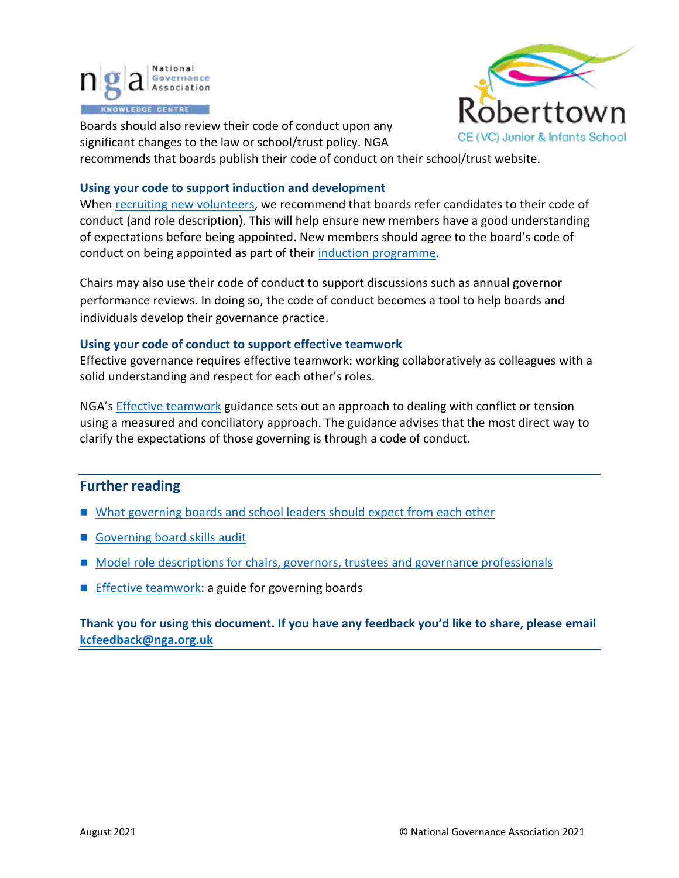Boards should also review their code of conduct upon any significant changes to the law or school/trust policy. NGA recommends that boards publish their code of conduct on their school/trust website.

### Using your code to support induction and development

When recruiting new volunteers, we recommend that boards refer candidates to their code of conduct (and role description). This will help ensure new members have a good understanding of expectations before being appointed. New members should agree to the board's code of conduct on being appointed as part of their induction programme.

Chairs may also use their code of conduct to support discussions such as annual governor performance reviews. In doing so, the code of conduct becomes a tool to help boards and individuals develop their governance practice.

### Using your code of conduct to support effective teamwork

Effective governance requires effective teamwork: working collaboratively as colleagues with a solid understanding and respect for each other's roles.

NGA's Effective teamwork guidance sets out an approach to dealing with conflict or tension using a measured and conciliatory approach. The guidance advises that the most direct way to clarify the expectations of those governing is through a code of conduct.

## Further reading

- What governing boards and school leaders should expect from each other
- Governing board skills audit
- Model role descriptions for chairs, governors, trustees and governance professionals
- Effective teamwork: a guide for governing boards

**Thank you for using this document. If you have any feedback you'd like to share, please email kcfeedback@nga.org.uk**

August 2021 © National Governance Association 2021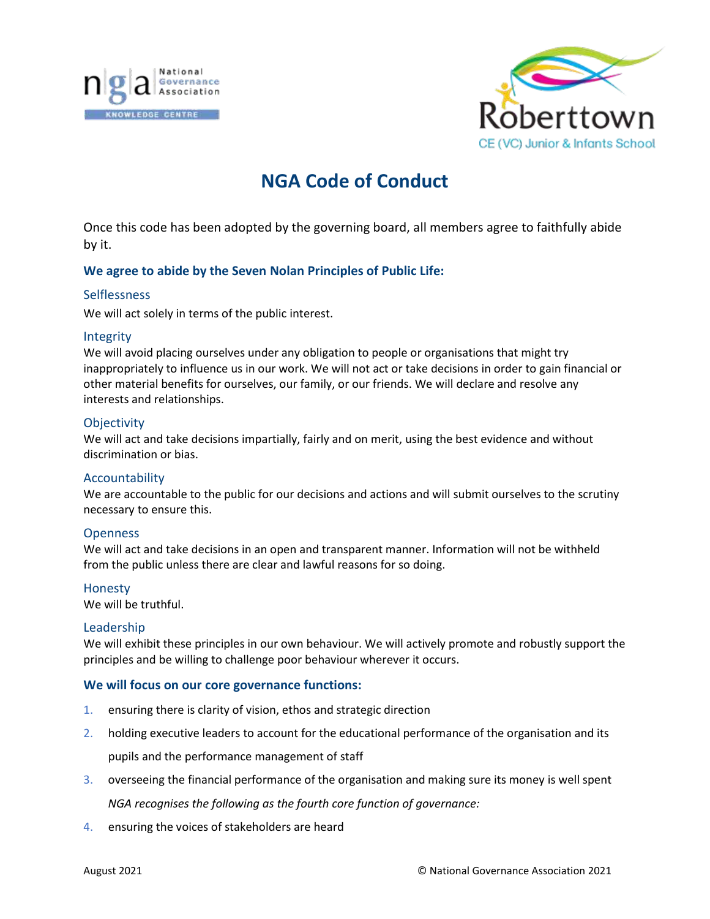# NGA Code of Conduct

Once this code has been adopted by the governing board, all members agree to faithfully abide by it.

## We agree to abide by the Seven Nolan Principles of Public Life:

### Selflessness

We will act solely in terms of the public interest.

### Integrity

We will avoid placing ourselves under any obligation to people or organisations that might try inappropriately to influence us in our work. We will not act or take decisions in order to gain financial or other material benefits for ourselves, our family, or our friends. We will declare and resolve any interests and relationships.

### Objectivity

We will act and take decisions impartially, fairly and on merit, using the best evidence and without discrimination or bias.

### Accountability

We are accountable to the public for our decisions and actions and will submit ourselves to the scrutiny necessary to ensure this.

### Openness

We will act and take decisions in an open and transparent manner. Information will not be withheld from the public unless there are clear and lawful reasons for so doing.

### Honesty

We will be truthful.

### Leadership

We will exhibit these principles in our own behaviour. We will actively promote and robustly support the principles and be willing to challenge poor behaviour wherever it occurs.

## We will focus on our core governance functions:

1. ensuring there is clarity of vision, ethos and strategic direction
2. holding executive leaders to account for the educational performance of the organisation and its pupils and the performance management of staff
3. overseeing the financial performance of the organisation and making sure its money is well spent

   *NGA recognises the following as the fourth core function of governance:*
4. ensuring the voices of stakeholders are heard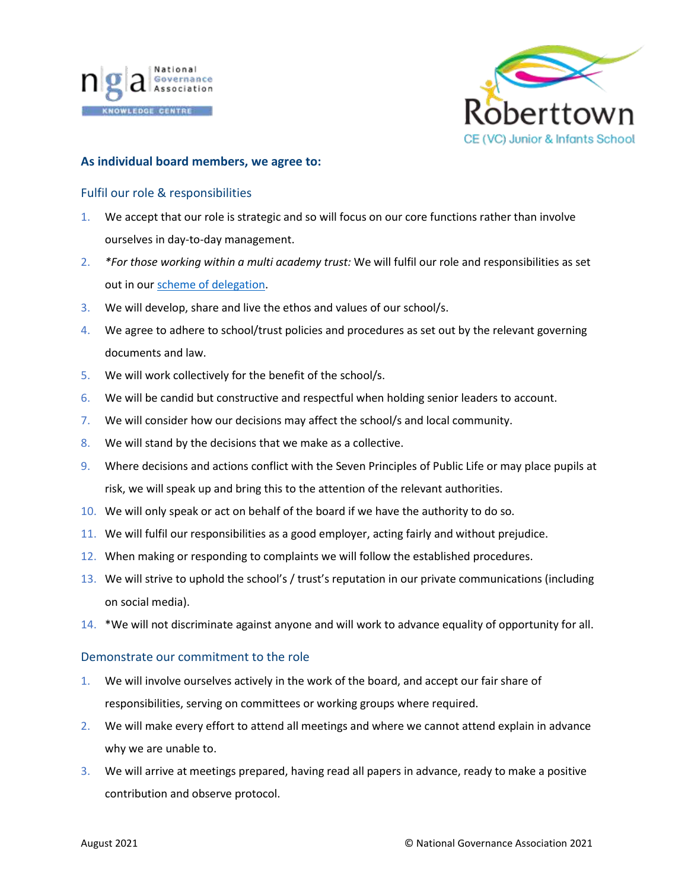**As individual board members, we agree to:**

## Fulfil our role & responsibilities

1. We accept that our role is strategic and so will focus on our core functions rather than involve ourselves in day-to-day management.
2. *For those working within a multi academy trust:* We will fulfil our role and responsibilities as set out in our scheme of delegation.
3. We will develop, share and live the ethos and values of our school/s.
4. We agree to adhere to school/trust policies and procedures as set out by the relevant governing documents and law.
5. We will work collectively for the benefit of the school/s.
6. We will be candid but constructive and respectful when holding senior leaders to account.
7. We will consider how our decisions may affect the school/s and local community.
8. We will stand by the decisions that we make as a collective.
9. Where decisions and actions conflict with the Seven Principles of Public Life or may place pupils at risk, we will speak up and bring this to the attention of the relevant authorities.
10. We will only speak or act on behalf of the board if we have the authority to do so.
11. We will fulfil our responsibilities as a good employer, acting fairly and without prejudice.
12. When making or responding to complaints we will follow the established procedures.
13. We will strive to uphold the school's / trust's reputation in our private communications (including on social media).
14. *We will not discriminate against anyone and will work to advance equality of opportunity for all.

## Demonstrate our commitment to the role

1. We will involve ourselves actively in the work of the board, and accept our fair share of responsibilities, serving on committees or working groups where required.
2. We will make every effort to attend all meetings and where we cannot attend explain in advance why we are unable to.
3. We will arrive at meetings prepared, having read all papers in advance, ready to make a positive contribution and observe protocol.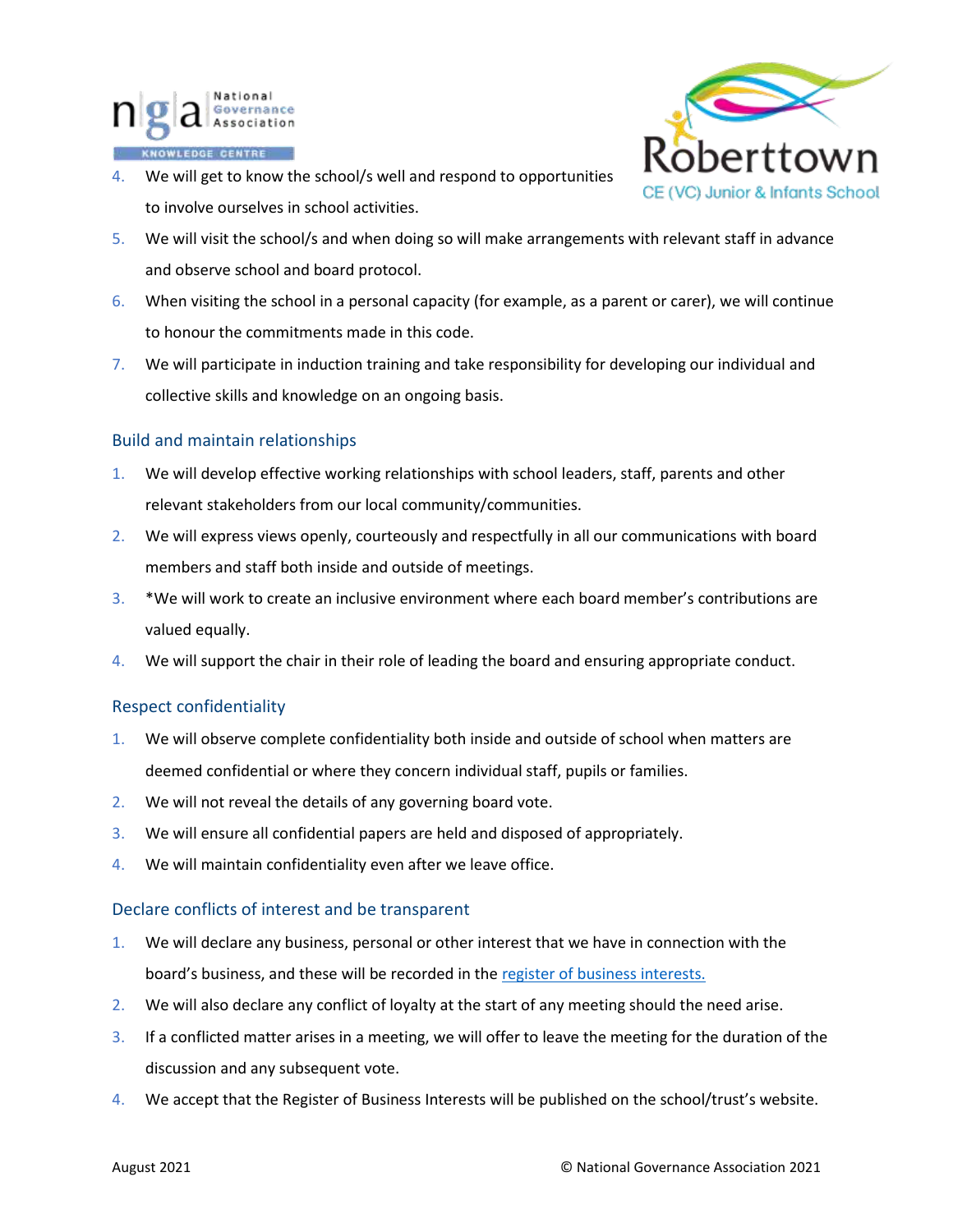4. We will get to know the school/s well and respond to opportunities to involve ourselves in school activities.
5. We will visit the school/s and when doing so will make arrangements with relevant staff in advance and observe school and board protocol.
6. When visiting the school in a personal capacity (for example, as a parent or carer), we will continue to honour the commitments made in this code.
7. We will participate in induction training and take responsibility for developing our individual and collective skills and knowledge on an ongoing basis.

## Build and maintain relationships

1. We will develop effective working relationships with school leaders, staff, parents and other relevant stakeholders from our local community/communities.
2. We will express views openly, courteously and respectfully in all our communications with board members and staff both inside and outside of meetings.
3. *We will work to create an inclusive environment where each board member's contributions are valued equally.
4. We will support the chair in their role of leading the board and ensuring appropriate conduct.

## Respect confidentiality

1. We will observe complete confidentiality both inside and outside of school when matters are deemed confidential or where they concern individual staff, pupils or families.
2. We will not reveal the details of any governing board vote.
3. We will ensure all confidential papers are held and disposed of appropriately.
4. We will maintain confidentiality even after we leave office.

## Declare conflicts of interest and be transparent

1. We will declare any business, personal or other interest that we have in connection with the board's business, and these will be recorded in the register of business interests.
2. We will also declare any conflict of loyalty at the start of any meeting should the need arise.
3. If a conflicted matter arises in a meeting, we will offer to leave the meeting for the duration of the discussion and any subsequent vote.
4. We accept that the Register of Business Interests will be published on the school/trust's website.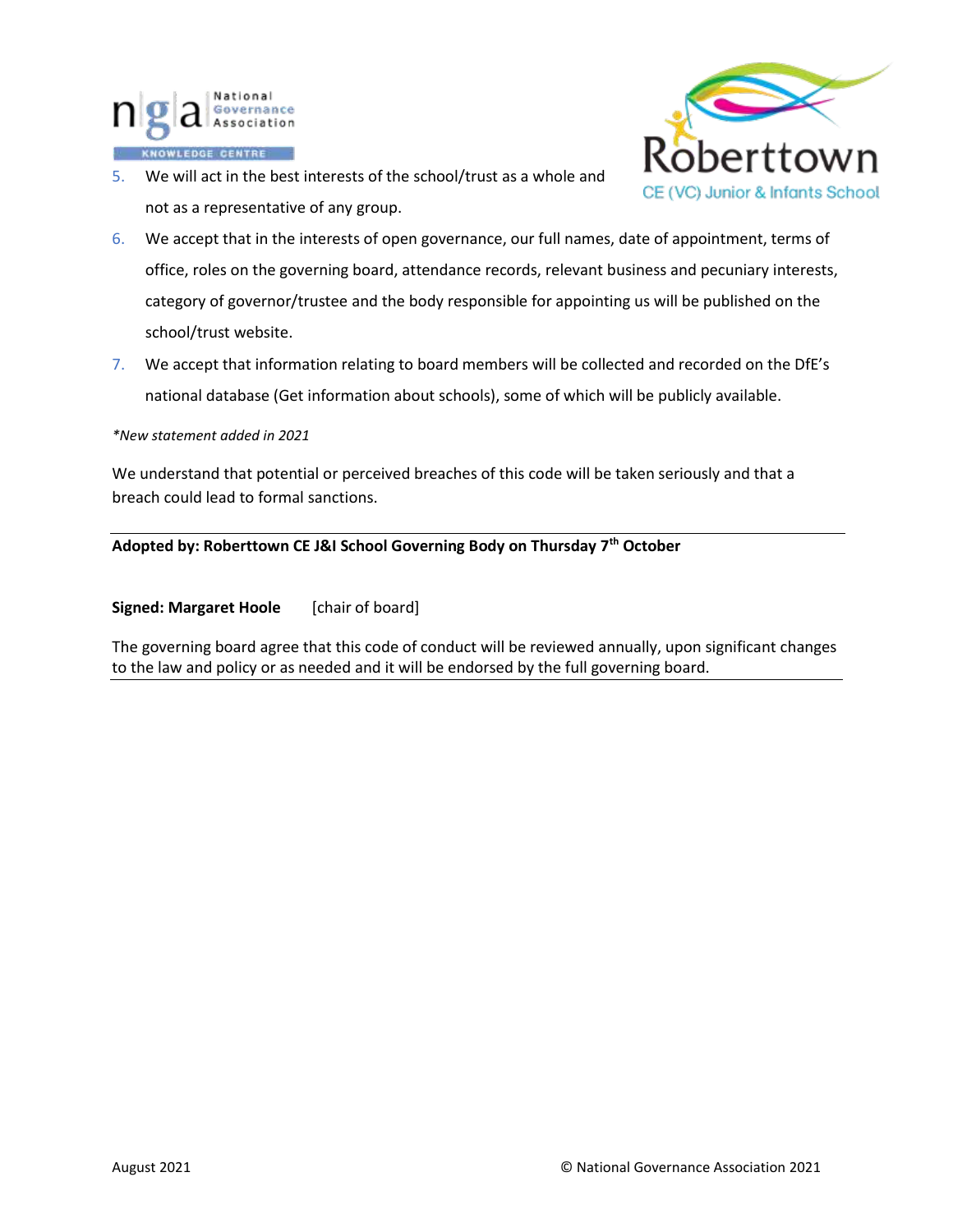5. We will act in the best interests of the school/trust as a whole and not as a representative of any group.
6. We accept that in the interests of open governance, our full names, date of appointment, terms of office, roles on the governing board, attendance records, relevant business and pecuniary interests, category of governor/trustee and the body responsible for appointing us will be published on the school/trust website.
7. We accept that information relating to board members will be collected and recorded on the DfE's national database (Get information about schools), some of which will be publicly available.

*\*New statement added in 2021*

We understand that potential or perceived breaches of this code will be taken seriously and that a breach could lead to formal sanctions.

---

**Adopted by: Roberttown CE J&I School Governing Body on Thursday 7th October**

**Signed: Margaret Hoole** [chair of board]

The governing board agree that this code of conduct will be reviewed annually, upon significant changes to the law and policy or as needed and it will be endorsed by the full governing board.

---